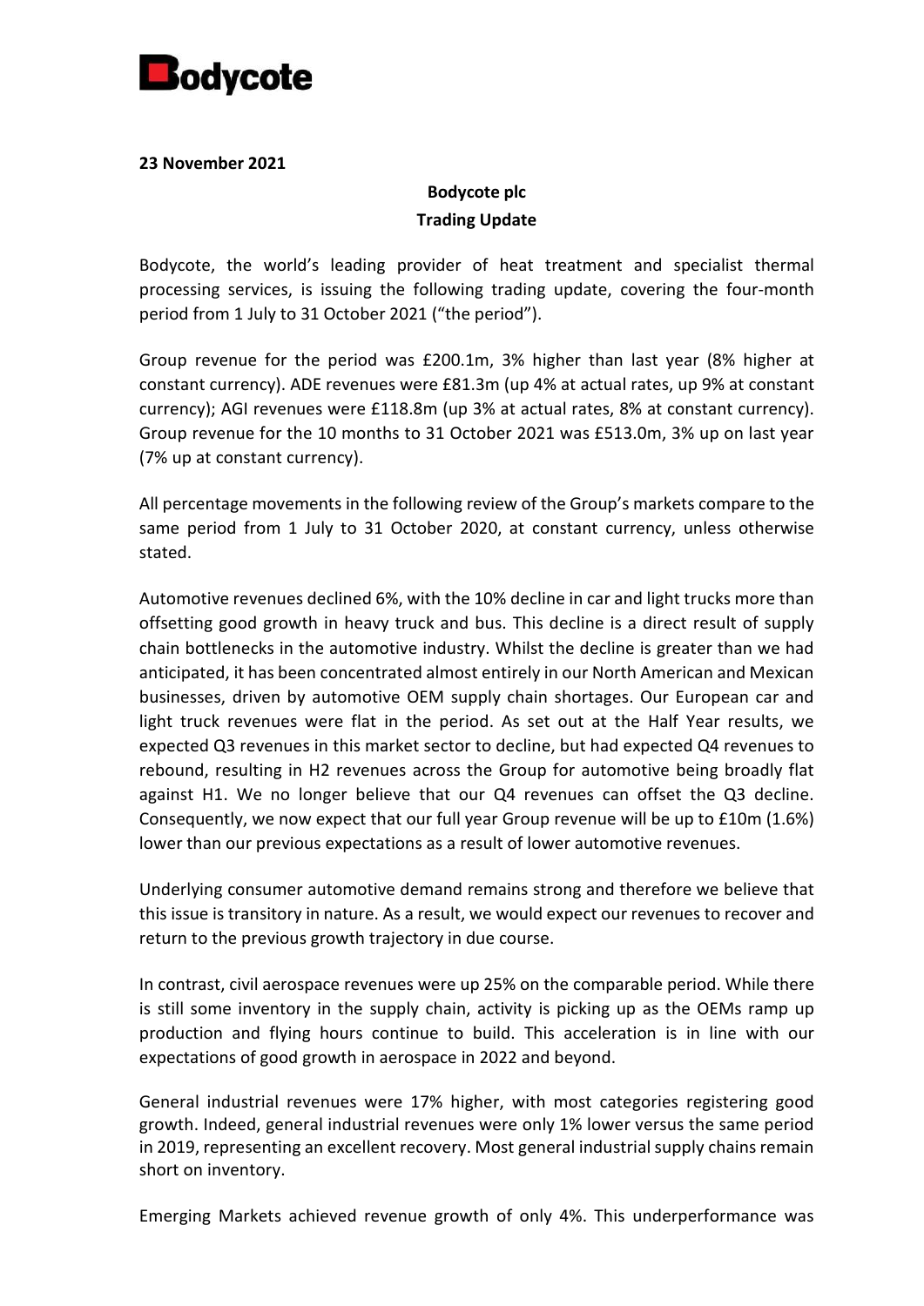**Bodycote**

**23 November 2021**

**Bodycote plc**
**Trading Update**

Bodycote, the world's leading provider of heat treatment and specialist thermal processing services, is issuing the following trading update, covering the four-month period from 1 July to 31 October 2021 ("the period").

Group revenue for the period was £200.1m, 3% higher than last year (8% higher at constant currency). ADE revenues were £81.3m (up 4% at actual rates, up 9% at constant currency); AGI revenues were £118.8m (up 3% at actual rates, 8% at constant currency). Group revenue for the 10 months to 31 October 2021 was £513.0m, 3% up on last year (7% up at constant currency).

All percentage movements in the following review of the Group's markets compare to the same period from 1 July to 31 October 2020, at constant currency, unless otherwise stated.

Automotive revenues declined 6%, with the 10% decline in car and light trucks more than offsetting good growth in heavy truck and bus. This decline is a direct result of supply chain bottlenecks in the automotive industry. Whilst the decline is greater than we had anticipated, it has been concentrated almost entirely in our North American and Mexican businesses, driven by automotive OEM supply chain shortages. Our European car and light truck revenues were flat in the period. As set out at the Half Year results, we expected Q3 revenues in this market sector to decline, but had expected Q4 revenues to rebound, resulting in H2 revenues across the Group for automotive being broadly flat against H1. We no longer believe that our Q4 revenues can offset the Q3 decline. Consequently, we now expect that our full year Group revenue will be up to £10m (1.6%) lower than our previous expectations as a result of lower automotive revenues.

Underlying consumer automotive demand remains strong and therefore we believe that this issue is transitory in nature. As a result, we would expect our revenues to recover and return to the previous growth trajectory in due course.

In contrast, civil aerospace revenues were up 25% on the comparable period. While there is still some inventory in the supply chain, activity is picking up as the OEMs ramp up production and flying hours continue to build. This acceleration is in line with our expectations of good growth in aerospace in 2022 and beyond.

General industrial revenues were 17% higher, with most categories registering good growth. Indeed, general industrial revenues were only 1% lower versus the same period in 2019, representing an excellent recovery. Most general industrial supply chains remain short on inventory.

Emerging Markets achieved revenue growth of only 4%. This underperformance was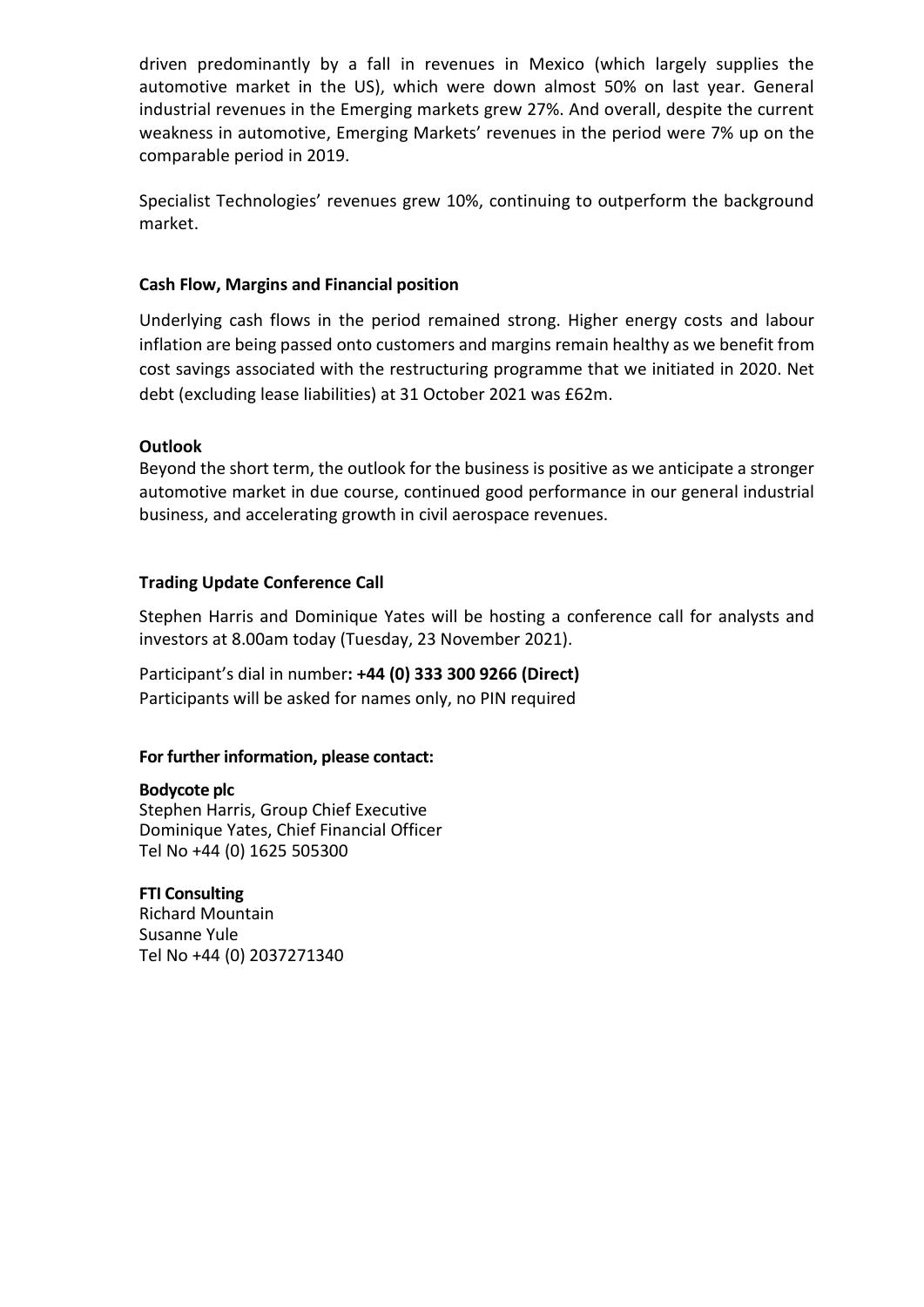driven predominantly by a fall in revenues in Mexico (which largely supplies the automotive market in the US), which were down almost 50% on last year. General industrial revenues in the Emerging markets grew 27%. And overall, despite the current weakness in automotive, Emerging Markets' revenues in the period were 7% up on the comparable period in 2019.

Specialist Technologies' revenues grew 10%, continuing to outperform the background market.

**Cash Flow, Margins and Financial position**

Underlying cash flows in the period remained strong. Higher energy costs and labour inflation are being passed onto customers and margins remain healthy as we benefit from cost savings associated with the restructuring programme that we initiated in 2020. Net debt (excluding lease liabilities) at 31 October 2021 was £62m.

**Outlook**

Beyond the short term, the outlook for the business is positive as we anticipate a stronger automotive market in due course, continued good performance in our general industrial business, and accelerating growth in civil aerospace revenues.

**Trading Update Conference Call**

Stephen Harris and Dominique Yates will be hosting a conference call for analysts and investors at 8.00am today (Tuesday, 23 November 2021).

Participant's dial in number**: +44 (0) 333 300 9266 (Direct)**
Participants will be asked for names only, no PIN required

**For further information, please contact:**

**Bodycote plc**
Stephen Harris, Group Chief Executive
Dominique Yates, Chief Financial Officer
Tel No +44 (0) 1625 505300

**FTI Consulting**
Richard Mountain
Susanne Yule
Tel No +44 (0) 2037271340